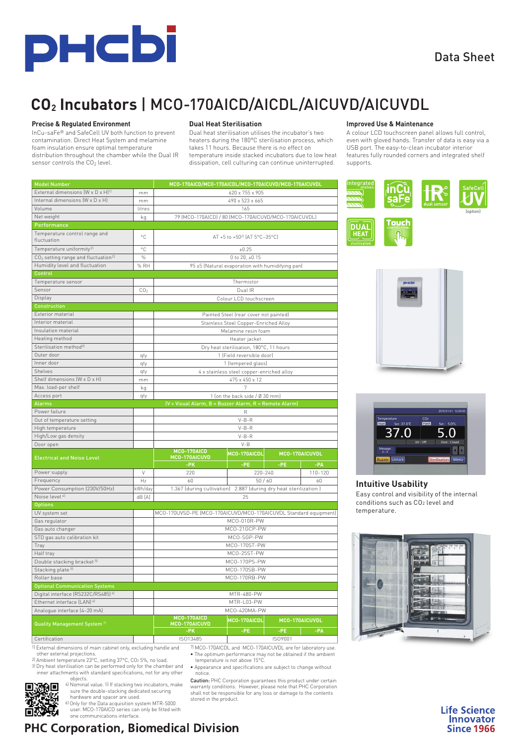Data Sheet

# $CO_2$ Incubators | MCO-170AICD/AICDL/AICUVD/AICUVDL

### Precise & Regulated Environment

InCu-saFe® and SafeCell UV both function to prevent contamination. Direct Heat System and melamine foam insulation ensure optimal temperature distribution throughout the chamber while the Dual IR sensor controls the $CO_2$ level.

### Dual Heat Sterilisation

Dual heat sterilisation utilises the incubator's two heaters during the 180°C sterilisation process, which takes 11 hours. Because there is no effect on temperature inside stacked incubators due to low heat dissipation, cell culturing can continue uninterrupted.

### Improved Use & Maintenance

A colour LCD touchscreen panel allows full control, even with gloved hands. Transfer of data is easy via a USB port. The easy-to-clean incubator interior features fully rounded corners and integrated shelf supports.

| Model Number | | MCO-170AICD/MCO-170AICDL/MCO-170AICUVD/MCO-170AICUVDL | | | |
|---|---|---|---|---|---|
| External dimensions (W x D x H)[1] | mm | 620 x 755 x 905 | | | |
| Internal dimensions (W x D x H) | mm | 490 x 523 x 665 | | | |
| Volume | litres | 165 | | | |
| Net weight | kg | 79 (MCO-170AICD) / 80 (MCO-170AICUVD/MCO-170AICUVDL) | | | |
| **Performance** | | | | | |
| Temperature control range and fluctuation | °C | AT +5 to +50[2] (AT 5°C~35°C) | | | |
| Temperature uniformity[2] | °C | ±0.25 | | | |
| $CO_2$ setting range and fluctuation[2] | % | 0 to 20, ±0.15 | | | |
| Humidity level and fluctuation | % RH | 95 ±5 (Natural evaporation with humidifying pan) | | | |
| **Control** | | | | | |
| Temperature sensor | | Thermistor | | | |
| Sensor | $CO_2$ | Dual IR | | | |
| Display | | Colour LCD touchscreen | | | |
| **Construction** | | | | | |
| Exterior material | | Painted Steel (rear cover not painted) | | | |
| Interior material | | Stainless Steel Copper-Enriched Alloy | | | |
| Insulation material | | Melamine resin foam | | | |
| Heating method | | Heater jacket | | | |
| Sterilisation method[3] | | Dry heat sterilisation, 180°C, 11 hours | | | |
| Outer door | qty | 1 (Field reversible door) | | | |
| Inner door | qty | 1 (tempered glass) | | | |
| Shelves | qty | 4 x stainless steel copper-enriched alloy | | | |
| Shelf dimensions (W x D x H) | mm | 475 x 450 x 12 | | | |
| Max. load-per shelf | kg | 7 | | | |
| Access port | qty | 1 (on the back side / Ø 30 mm) | | | |
| **Alarms** | | (V = Visual Alarm, B = Buzzer Alarm, R = Remote Alarm) | | | |
| Power failure | | R | | | |
| Out of temperature setting | | V-B-R | | | |
| High temperature | | V-B-R | | | |
| High/Low gas density | | V-B-R | | | |
| Door open | | V-B | | | |
| **Electrical and Noise Level** | | MCO-170AICD MCO-170AICUVD | MCO-170AICDL | MCO-170AICUVDL | |
| | | -PK | -PE | -PE | -PA |
| Power supply | V | 220 | 220-240 | | 110-120 |
| Frequency | Hz | 60 | 50 / 60 | | 60 |
| Power Consumption (230V/50Hz) | kWh/day | 1.367 (during cultivation) 2.887 (during dry heat sterilization ) | | | |
| Noise level[4] | dB (A) | 25 | | | |
| **Options** | | | | | |
| UV system set | | MCO-170UVSD-PE (MCO-170AICUVD/MCO-170AICUVDL Standard equipment) | | | |
| Gas regulator | | MCO-010R-PW | | | |
| Gas auto changer | | MCO-21GCP-PW | | | |
| STD gas auto calibration kit | | MCO-SGP-PW | | | |
| Tray | | MCO-170ST-PW | | | |
| Half tray | | MCO-25ST-PW | | | |
| Double stacking bracket[5] | | MCO-170PS-PW | | | |
| Stacking plate[5] | | MCO-170SB-PW | | | |
| Roller base | | MCO-170RB-PW | | | |
| **Optional Communication Systems** | | | | | |
| Digital interface (RS232C/RS485)[6] | | MTR-480-PW | | | |
| Ethernet interface (LAN)[6] | | MTR-L03-PW | | | |
| Analogue interface (4~20 mA) | | MCO-420MA-PW | | | |
| **Quality Management System[7]** | | MCO-170AICD MCO-170AICUVD | MCO-170AICDL | MCO-170AICUVDL | |
| | | -PK | -PE | -PE | -PA |
| Certification | | ISO13485 | ISO9001 | | |

1) External dimensions of main cabinet only, excluding handle and other external projections.
2) Ambient temperature 23°C, setting 37°C, $CO_2$ 5%, no load.
3) Dry heat sterilisation can be performed only for the chamber and inner attachments with standard specifications, not for any other objects.
4) Nominal value.
5) If stacking two incubators, make sure the double-stacking dedicated securing hardware and spacer are used.
6) Only for the Data acquisition system MTR-5000 user. MCO-170AICD series can only be fitted with one communications interface.
7) MCO-170AICDL and MCO-170AICUVDL are for laboratory use.

- The optimum performance may not be obtained if the ambient temperature is not above 15°C.
- Appearance and specifications are subject to change without notice.

**Caution:** PHC Corporation guarantees this product under certain warranty conditions. However, please note that PHC Corporation shall not be responsible for any loss or damage to the contents stored in the product.

### Intuitive Usability

Easy control and visibility of the internal conditions such as $CO_2$ level and temperature.

**PHC Corporation, Biomedical Division**

Life Science Innovator Since 1966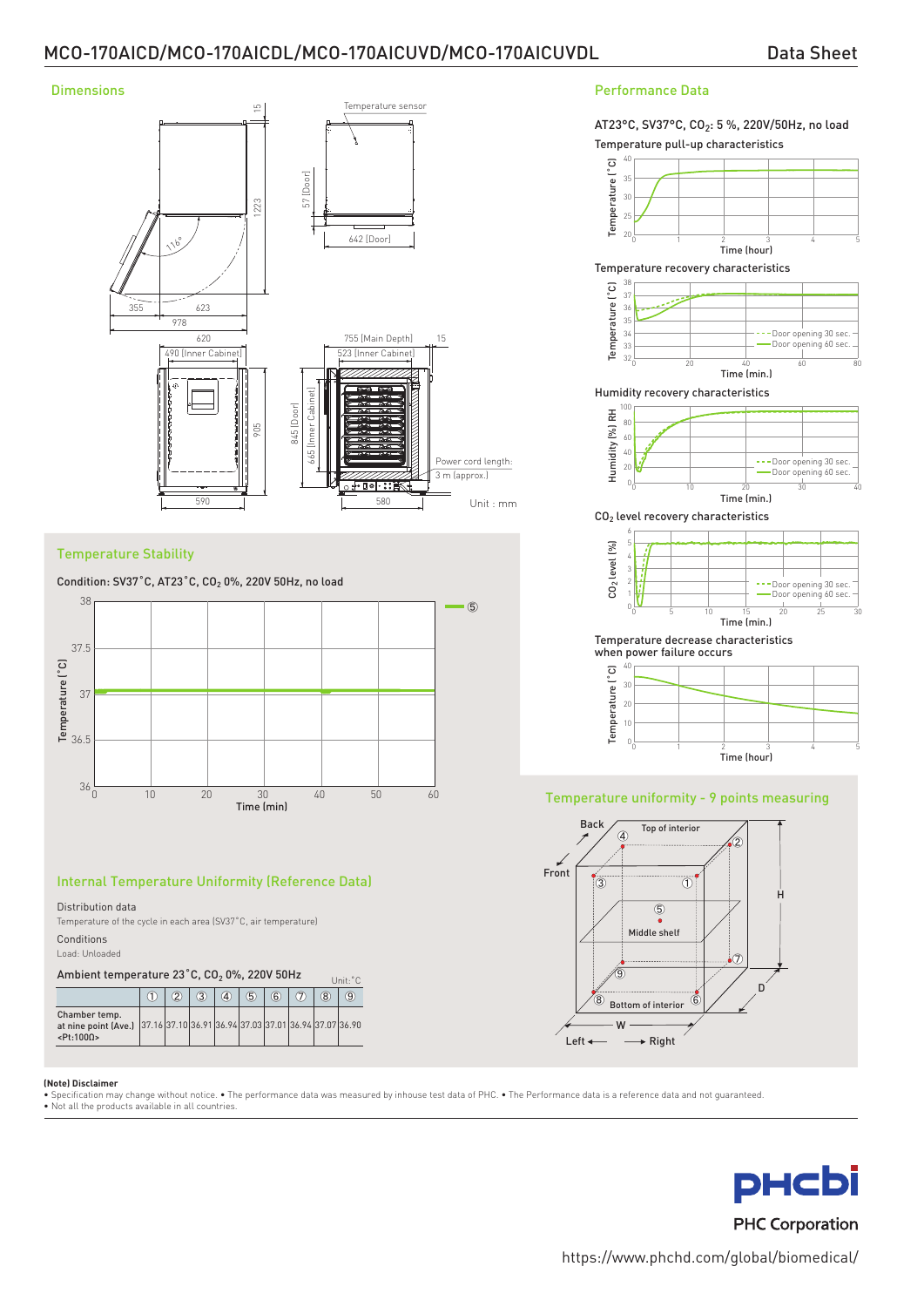# MCO-170AICD/MCO-170AICDL/MCO-170AICUVD/MCO-170AICUVDL Data Sheet

## Dimensions

Temperature sensor

15

1223

57 [Door]

116°

642 [Door]

355 623

978

620 755 [Main Depth] 15

490 [Inner Cabinet] 523 [Inner Cabinet]

905 845 [Door] 665 [Inner Cabinet]

Power cord length: 3 m (approx.)

590 580

Unit : mm

## Temperature Stability

Condition: SV37˚C, AT23˚C, $CO_2$ 0%, 220V 50Hz, no load

Temperature (˚C)

38, 37.5, 37, 36.5, 36

0, 10, 20, 30, 40, 50, 60

Time (min)

⑤

## Internal Temperature Uniformity (Reference Data)

Distribution data

Temperature of the cycle in each area (SV37˚C, air temperature)

Conditions

Load: Unloaded

Ambient temperature 23˚C, $CO_2$ 0%, 220V 50Hz

Unit:˚C

| | ① | ② | ③ | ④ | ⑤ | ⑥ | ⑦ | ⑧ | ⑨ |
|---|---|---|---|---|---|---|---|---|---|
| Chamber temp. at nine point (Ave.) <Pt:100Ω> | 37.16 | 37.10 | 36.91 | 36.94 | 37.03 | 37.01 | 36.94 | 37.07 | 36.90 |

## Performance Data

AT23°C, SV37°C, $CO_2$: 5 %, 220V/50Hz, no load

Temperature pull-up characteristics

Temperature (˚C)

40, 35, 30, 25, 20

0, 1, 2, 3, 4, 5

Time (hour)

Temperature recovery characteristics

Temperature (˚C)

38, 37, 36, 35, 34, 33, 32

0, 20, 40, 60, 80

Time (min.)

Door opening 30 sec.

Door opening 60 sec.

Humidity recovery characteristics

Humidity (%) RH

100, 80, 60, 40, 20, 0

0, 10, 20, 30, 40

Time (min.)

Door opening 30 sec.

Door opening 60 sec.

$CO_2$ level recovery characteristics

$CO_2$ level (%)

6, 5, 4, 3, 2, 1, 0

0, 5, 10, 15, 20, 25, 30

Time (min.)

Door opening 30 sec.

Door opening 60 sec.

Temperature decrease characteristics when power failure occurs

Temperature (˚C)

40, 30, 20, 10, 0

0, 1, 2, 3, 4, 5

Time (hour)

## Temperature uniformity - 9 points measuring

Back

Front

Top of interior

Middle shelf

Bottom of interior

① ② ③ ④ ⑤ ⑥ ⑦ ⑧ ⑨

H

D

W

Left ← → Right

**(Note) Disclaimer**

- Specification may change without notice. • The performance data was measured by inhouse test data of PHC. • The Performance data is a reference data and not guaranteed.
- Not all the products available in all countries.

PHCbi

PHC Corporation

https://www.phchd.com/global/biomedical/